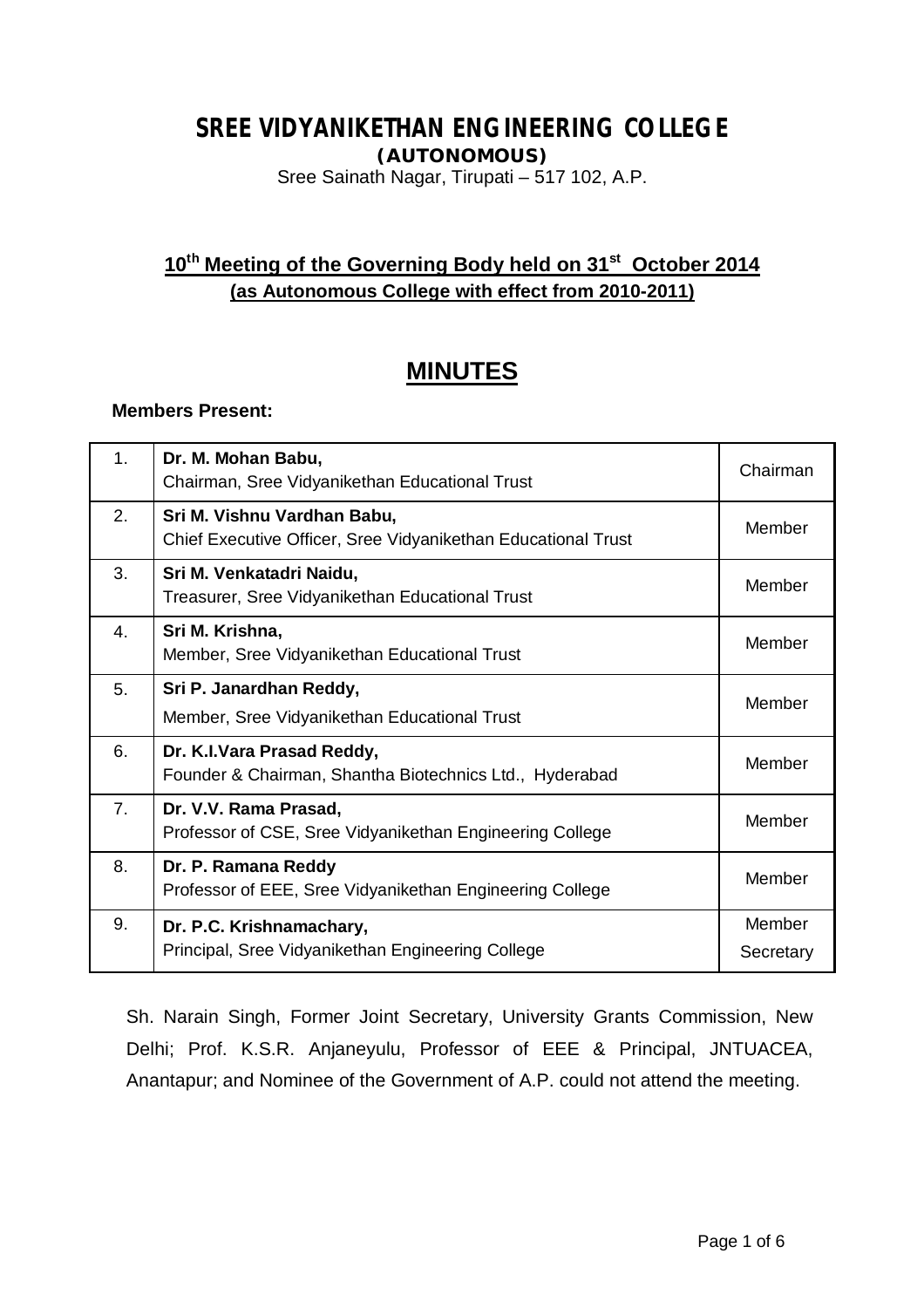# SREE VIDYANIKETHAN ENGINEERING COLLEGE

**(AUTONOMOUS)**

Sree Sainath Nagar, Tirupati – 517 102, A.P.

## 10th Meeting of the Governing Body held on 31st October 2014

**(as Autonomous College with effect from 2010-2011)**

# MINUTES

**Members Present:**

| | | |
|---|---|---|
| 1. | **Dr. M. Mohan Babu,** Chairman, Sree Vidyanikethan Educational Trust | Chairman |
| 2. | **Sri M. Vishnu Vardhan Babu,** Chief Executive Officer, Sree Vidyanikethan Educational Trust | Member |
| 3. | **Sri M. Venkatadri Naidu,** Treasurer, Sree Vidyanikethan Educational Trust | Member |
| 4. | **Sri M. Krishna,** Member, Sree Vidyanikethan Educational Trust | Member |
| 5. | **Sri P. Janardhan Reddy,** Member, Sree Vidyanikethan Educational Trust | Member |
| 6. | **Dr. K.I.Vara Prasad Reddy,** Founder & Chairman, Shantha Biotechnics Ltd., Hyderabad | Member |
| 7. | **Dr. V.V. Rama Prasad,** Professor of CSE, Sree Vidyanikethan Engineering College | Member |
| 8. | **Dr. P. Ramana Reddy** Professor of EEE, Sree Vidyanikethan Engineering College | Member |
| 9. | **Dr. P.C. Krishnamachary,** Principal, Sree Vidyanikethan Engineering College | Member Secretary |

Sh. Narain Singh, Former Joint Secretary, University Grants Commission, New Delhi; Prof. K.S.R. Anjaneyulu, Professor of EEE & Principal, JNTUACEA, Anantapur; and Nominee of the Government of A.P. could not attend the meeting.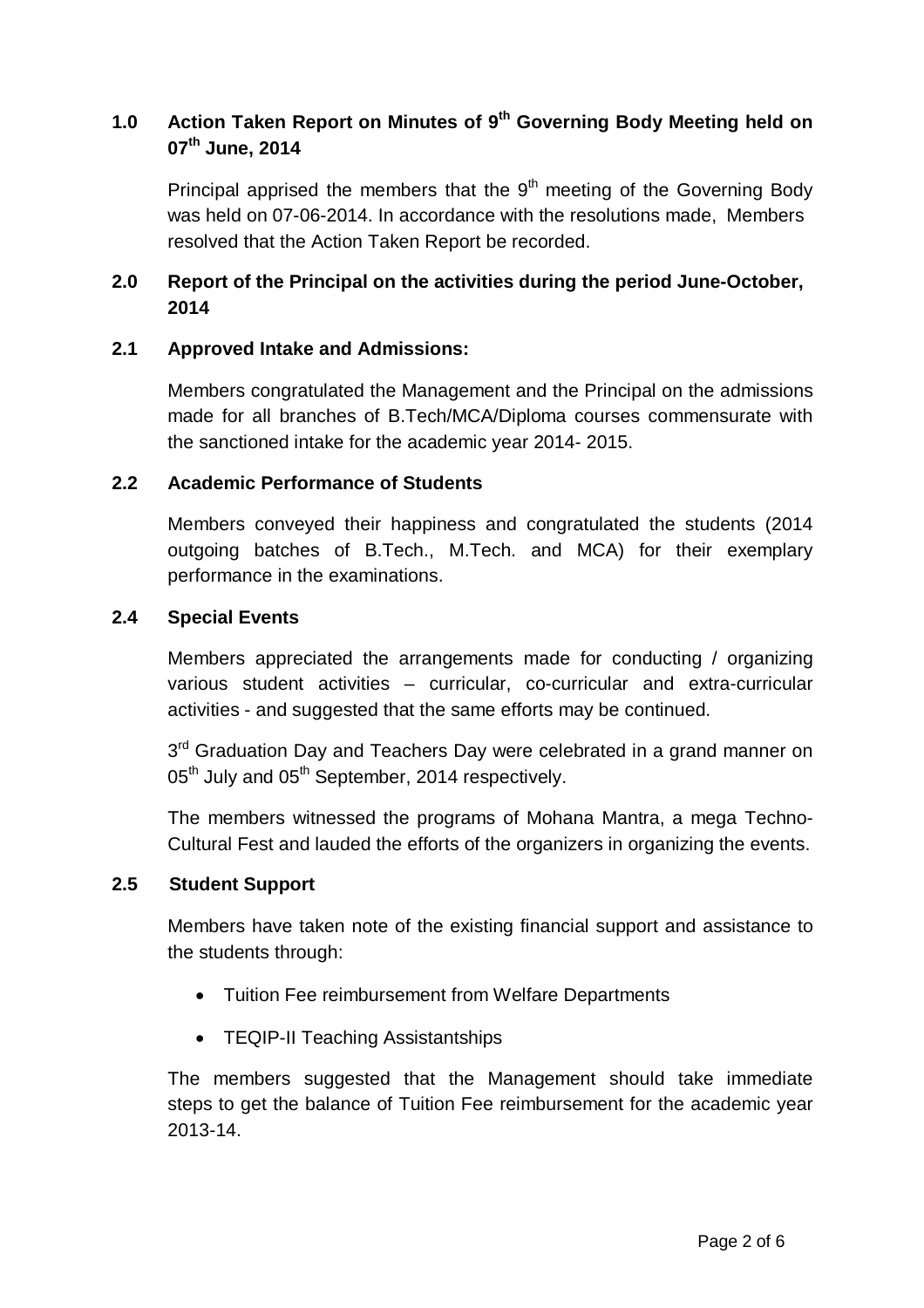## 1.0 Action Taken Report on Minutes of 9th Governing Body Meeting held on 07th June, 2014

Principal apprised the members that the 9th meeting of the Governing Body was held on 07-06-2014. In accordance with the resolutions made, Members resolved that the Action Taken Report be recorded.

## 2.0 Report of the Principal on the activities during the period June-October, 2014

### 2.1 Approved Intake and Admissions:

Members congratulated the Management and the Principal on the admissions made for all branches of B.Tech/MCA/Diploma courses commensurate with the sanctioned intake for the academic year 2014- 2015.

### 2.2 Academic Performance of Students

Members conveyed their happiness and congratulated the students (2014 outgoing batches of B.Tech., M.Tech. and MCA) for their exemplary performance in the examinations.

### 2.4 Special Events

Members appreciated the arrangements made for conducting / organizing various student activities – curricular, co-curricular and extra-curricular activities - and suggested that the same efforts may be continued.

3rd Graduation Day and Teachers Day were celebrated in a grand manner on 05th July and 05th September, 2014 respectively.

The members witnessed the programs of Mohana Mantra, a mega Techno-Cultural Fest and lauded the efforts of the organizers in organizing the events.

### 2.5 Student Support

Members have taken note of the existing financial support and assistance to the students through:

- Tuition Fee reimbursement from Welfare Departments
- TEQIP-II Teaching Assistantships

The members suggested that the Management should take immediate steps to get the balance of Tuition Fee reimbursement for the academic year 2013-14.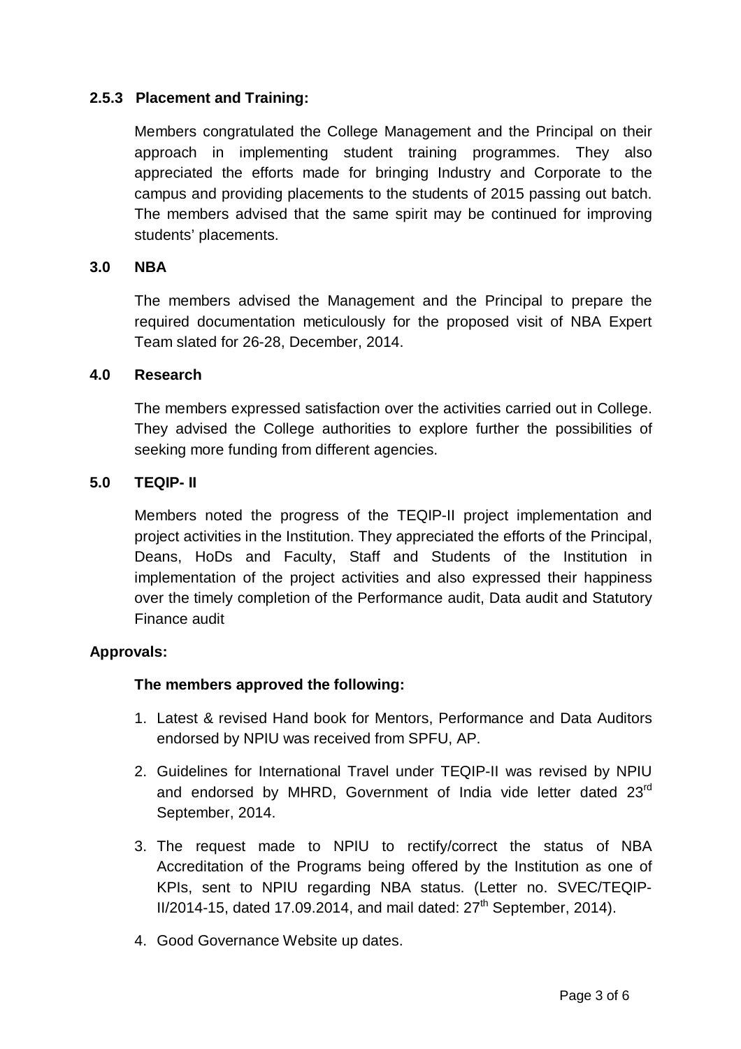### 2.5.3 Placement and Training:

Members congratulated the College Management and the Principal on their approach in implementing student training programmes. They also appreciated the efforts made for bringing Industry and Corporate to the campus and providing placements to the students of 2015 passing out batch. The members advised that the same spirit may be continued for improving students' placements.

## 3.0 NBA

The members advised the Management and the Principal to prepare the required documentation meticulously for the proposed visit of NBA Expert Team slated for 26-28, December, 2014.

## 4.0 Research

The members expressed satisfaction over the activities carried out in College. They advised the College authorities to explore further the possibilities of seeking more funding from different agencies.

## 5.0 TEQIP- II

Members noted the progress of the TEQIP-II project implementation and project activities in the Institution. They appreciated the efforts of the Principal, Deans, HoDs and Faculty, Staff and Students of the Institution in implementation of the project activities and also expressed their happiness over the timely completion of the Performance audit, Data audit and Statutory Finance audit

**Approvals:**

**The members approved the following:**

1. Latest & revised Hand book for Mentors, Performance and Data Auditors endorsed by NPIU was received from SPFU, AP.
2. Guidelines for International Travel under TEQIP-II was revised by NPIU and endorsed by MHRD, Government of India vide letter dated 23rd September, 2014.
3. The request made to NPIU to rectify/correct the status of NBA Accreditation of the Programs being offered by the Institution as one of KPIs, sent to NPIU regarding NBA status. (Letter no. SVEC/TEQIP-II/2014-15, dated 17.09.2014, and mail dated: 27th September, 2014).
4. Good Governance Website up dates.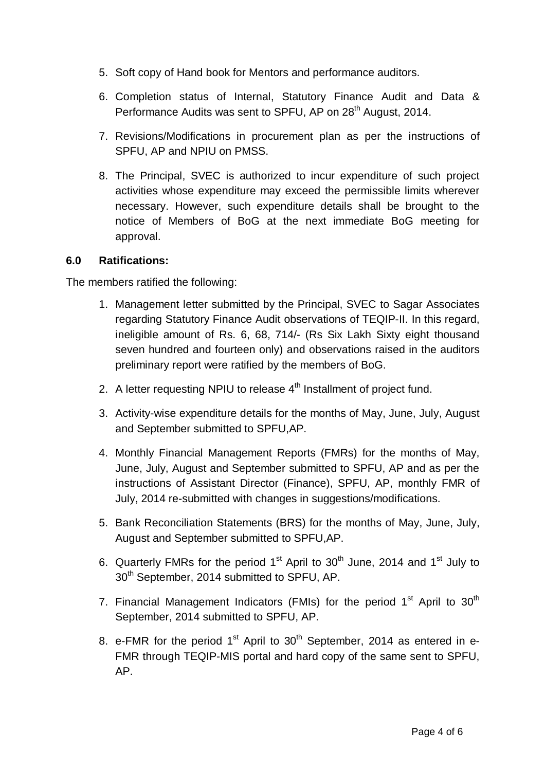5. Soft copy of Hand book for Mentors and performance auditors.
6. Completion status of Internal, Statutory Finance Audit and Data & Performance Audits was sent to SPFU, AP on 28th August, 2014.
7. Revisions/Modifications in procurement plan as per the instructions of SPFU, AP and NPIU on PMSS.
8. The Principal, SVEC is authorized to incur expenditure of such project activities whose expenditure may exceed the permissible limits wherever necessary. However, such expenditure details shall be brought to the notice of Members of BoG at the next immediate BoG meeting for approval.

**6.0 Ratifications:**

The members ratified the following:

1. Management letter submitted by the Principal, SVEC to Sagar Associates regarding Statutory Finance Audit observations of TEQIP-II. In this regard, ineligible amount of Rs. 6, 68, 714/- (Rs Six Lakh Sixty eight thousand seven hundred and fourteen only) and observations raised in the auditors preliminary report were ratified by the members of BoG.
2. A letter requesting NPIU to release 4th Installment of project fund.
3. Activity-wise expenditure details for the months of May, June, July, August and September submitted to SPFU,AP.
4. Monthly Financial Management Reports (FMRs) for the months of May, June, July, August and September submitted to SPFU, AP and as per the instructions of Assistant Director (Finance), SPFU, AP, monthly FMR of July, 2014 re-submitted with changes in suggestions/modifications.
5. Bank Reconciliation Statements (BRS) for the months of May, June, July, August and September submitted to SPFU,AP.
6. Quarterly FMRs for the period 1st April to 30th June, 2014 and 1st July to 30th September, 2014 submitted to SPFU, AP.
7. Financial Management Indicators (FMIs) for the period 1st April to 30th September, 2014 submitted to SPFU, AP.
8. e-FMR for the period 1st April to 30th September, 2014 as entered in e-FMR through TEQIP-MIS portal and hard copy of the same sent to SPFU, AP.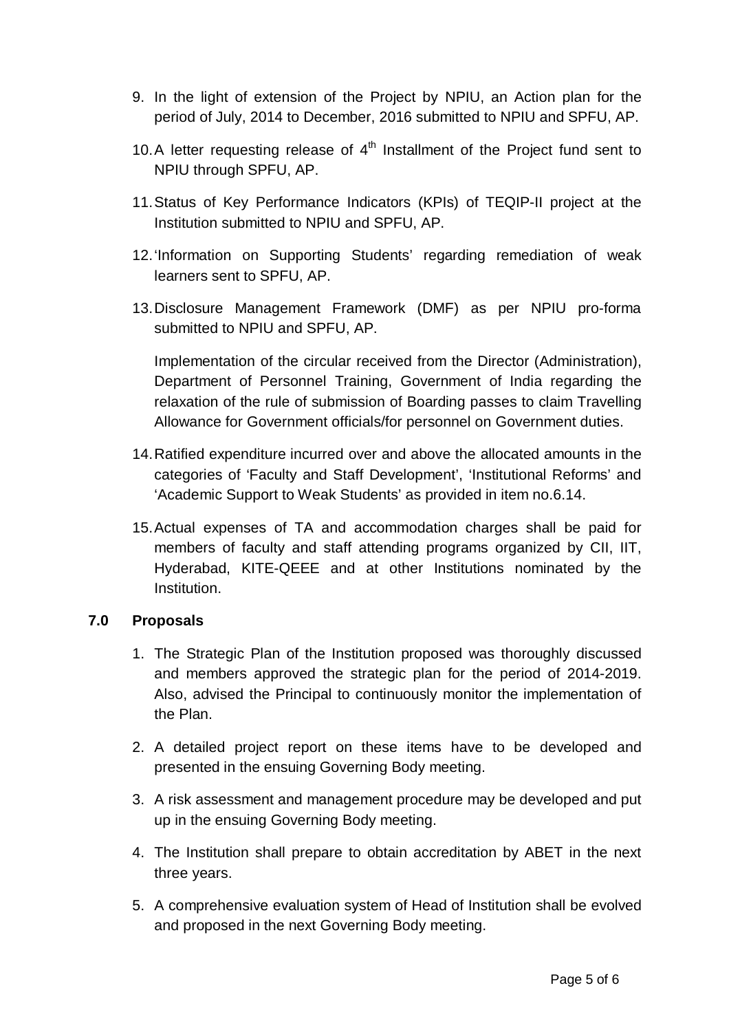9. In the light of extension of the Project by NPIU, an Action plan for the period of July, 2014 to December, 2016 submitted to NPIU and SPFU, AP.

10. A letter requesting release of 4th Installment of the Project fund sent to NPIU through SPFU, AP.

11. Status of Key Performance Indicators (KPIs) of TEQIP-II project at the Institution submitted to NPIU and SPFU, AP.

12. 'Information on Supporting Students' regarding remediation of weak learners sent to SPFU, AP.

13. Disclosure Management Framework (DMF) as per NPIU pro-forma submitted to NPIU and SPFU, AP.

    Implementation of the circular received from the Director (Administration), Department of Personnel Training, Government of India regarding the relaxation of the rule of submission of Boarding passes to claim Travelling Allowance for Government officials/for personnel on Government duties.

14. Ratified expenditure incurred over and above the allocated amounts in the categories of 'Faculty and Staff Development', 'Institutional Reforms' and 'Academic Support to Weak Students' as provided in item no.6.14.

15. Actual expenses of TA and accommodation charges shall be paid for members of faculty and staff attending programs organized by CII, IIT, Hyderabad, KITE-QEEE and at other Institutions nominated by the Institution.

### 7.0 Proposals

1. The Strategic Plan of the Institution proposed was thoroughly discussed and members approved the strategic plan for the period of 2014-2019. Also, advised the Principal to continuously monitor the implementation of the Plan.

2. A detailed project report on these items have to be developed and presented in the ensuing Governing Body meeting.

3. A risk assessment and management procedure may be developed and put up in the ensuing Governing Body meeting.

4. The Institution shall prepare to obtain accreditation by ABET in the next three years.

5. A comprehensive evaluation system of Head of Institution shall be evolved and proposed in the next Governing Body meeting.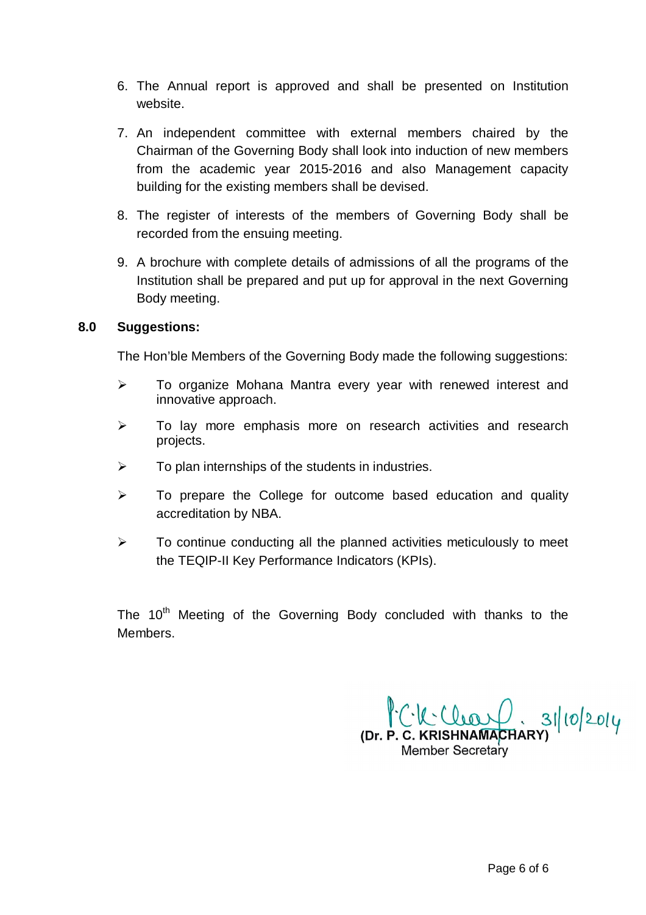6. The Annual report is approved and shall be presented on Institution website.

7. An independent committee with external members chaired by the Chairman of the Governing Body shall look into induction of new members from the academic year 2015-2016 and also Management capacity building for the existing members shall be devised.

8. The register of interests of the members of Governing Body shall be recorded from the ensuing meeting.

9. A brochure with complete details of admissions of all the programs of the Institution shall be prepared and put up for approval in the next Governing Body meeting.

**8.0 Suggestions:**

The Hon'ble Members of the Governing Body made the following suggestions:

- To organize Mohana Mantra every year with renewed interest and innovative approach.
- To lay more emphasis more on research activities and research projects.
- To plan internships of the students in industries.
- To prepare the College for outcome based education and quality accreditation by NBA.
- To continue conducting all the planned activities meticulously to meet the TEQIP-II Key Performance Indicators (KPIs).

The 10th Meeting of the Governing Body concluded with thanks to the Members.

31/10/2014

**(Dr. P. C. KRISHNAMACHARY)**
Member Secretary